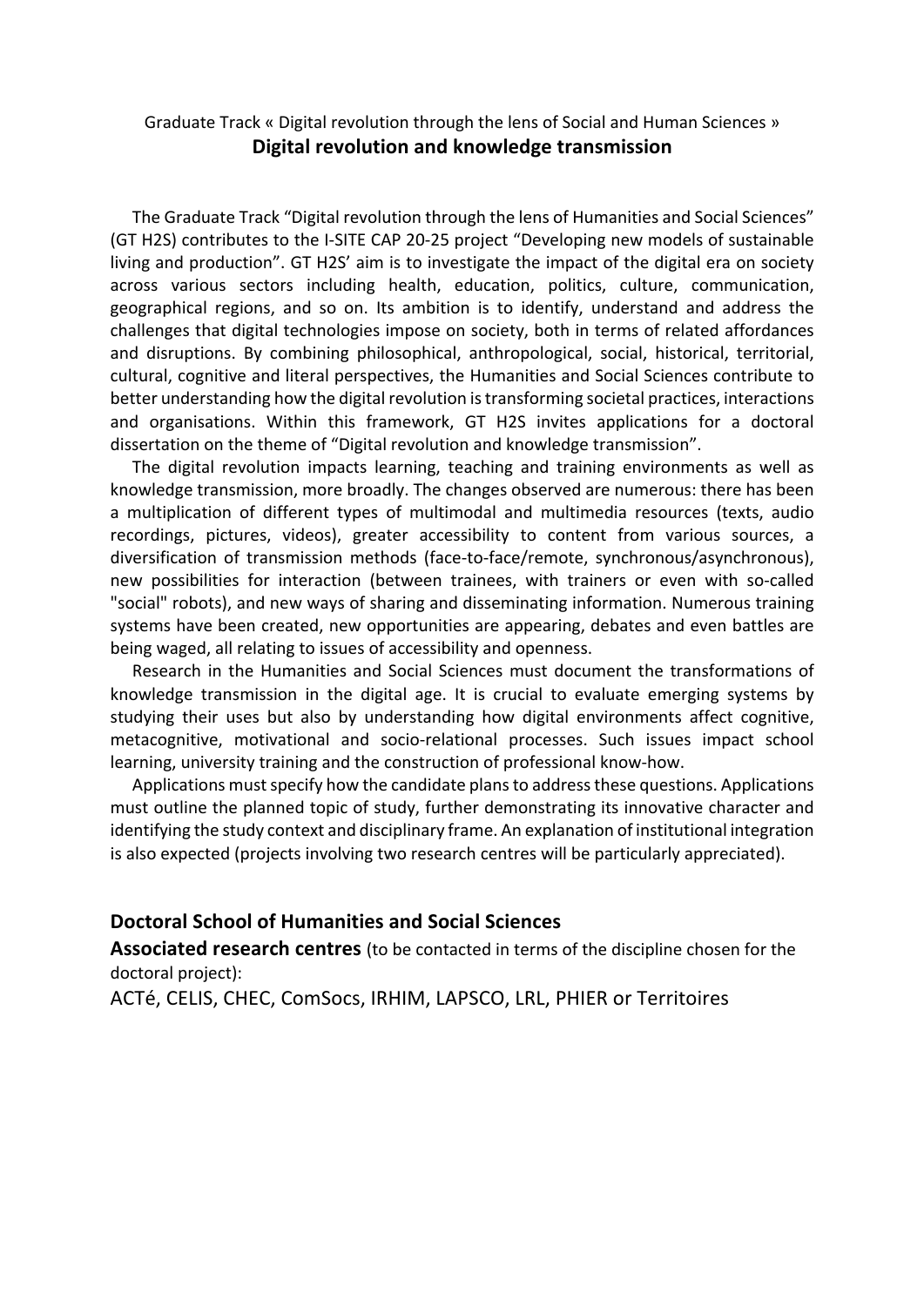Graduate Track « Digital revolution through the lens of Social and Human Sciences »

# Digital revolution and knowledge transmission

The Graduate Track "Digital revolution through the lens of Humanities and Social Sciences" (GT H2S) contributes to the I-SITE CAP 20-25 project "Developing new models of sustainable living and production". GT H2S' aim is to investigate the impact of the digital era on society across various sectors including health, education, politics, culture, communication, geographical regions, and so on. Its ambition is to identify, understand and address the challenges that digital technologies impose on society, both in terms of related affordances and disruptions. By combining philosophical, anthropological, social, historical, territorial, cultural, cognitive and literal perspectives, the Humanities and Social Sciences contribute to better understanding how the digital revolution is transforming societal practices, interactions and organisations. Within this framework, GT H2S invites applications for a doctoral dissertation on the theme of "Digital revolution and knowledge transmission".

The digital revolution impacts learning, teaching and training environments as well as knowledge transmission, more broadly. The changes observed are numerous: there has been a multiplication of different types of multimodal and multimedia resources (texts, audio recordings, pictures, videos), greater accessibility to content from various sources, a diversification of transmission methods (face-to-face/remote, synchronous/asynchronous), new possibilities for interaction (between trainees, with trainers or even with so-called "social" robots), and new ways of sharing and disseminating information. Numerous training systems have been created, new opportunities are appearing, debates and even battles are being waged, all relating to issues of accessibility and openness.

Research in the Humanities and Social Sciences must document the transformations of knowledge transmission in the digital age. It is crucial to evaluate emerging systems by studying their uses but also by understanding how digital environments affect cognitive, metacognitive, motivational and socio-relational processes. Such issues impact school learning, university training and the construction of professional know-how.

Applications must specify how the candidate plans to address these questions. Applications must outline the planned topic of study, further demonstrating its innovative character and identifying the study context and disciplinary frame. An explanation of institutional integration is also expected (projects involving two research centres will be particularly appreciated).

## Doctoral School of Humanities and Social Sciences

**Associated research centres** (to be contacted in terms of the discipline chosen for the doctoral project):

ACTé, CELIS, CHEC, ComSocs, IRHIM, LAPSCO, LRL, PHIER or Territoires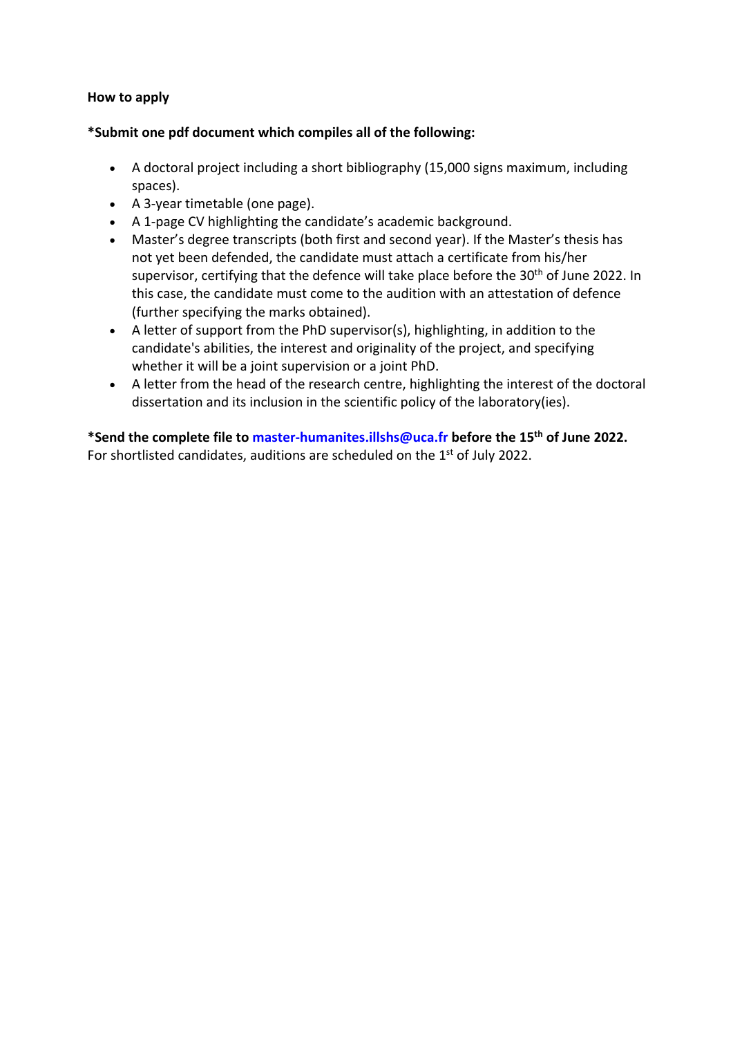**How to apply**

***Submit one pdf document which compiles all of the following:**

- A doctoral project including a short bibliography (15,000 signs maximum, including spaces).
- A 3-year timetable (one page).
- A 1-page CV highlighting the candidate's academic background.
- Master's degree transcripts (both first and second year). If the Master's thesis has not yet been defended, the candidate must attach a certificate from his/her supervisor, certifying that the defence will take place before the 30th of June 2022. In this case, the candidate must come to the audition with an attestation of defence (further specifying the marks obtained).
- A letter of support from the PhD supervisor(s), highlighting, in addition to the candidate's abilities, the interest and originality of the project, and specifying whether it will be a joint supervision or a joint PhD.
- A letter from the head of the research centre, highlighting the interest of the doctoral dissertation and its inclusion in the scientific policy of the laboratory(ies).

***Send the complete file to master-humanites.illshs@uca.fr before the 15th of June 2022.**
For shortlisted candidates, auditions are scheduled on the 1st of July 2022.